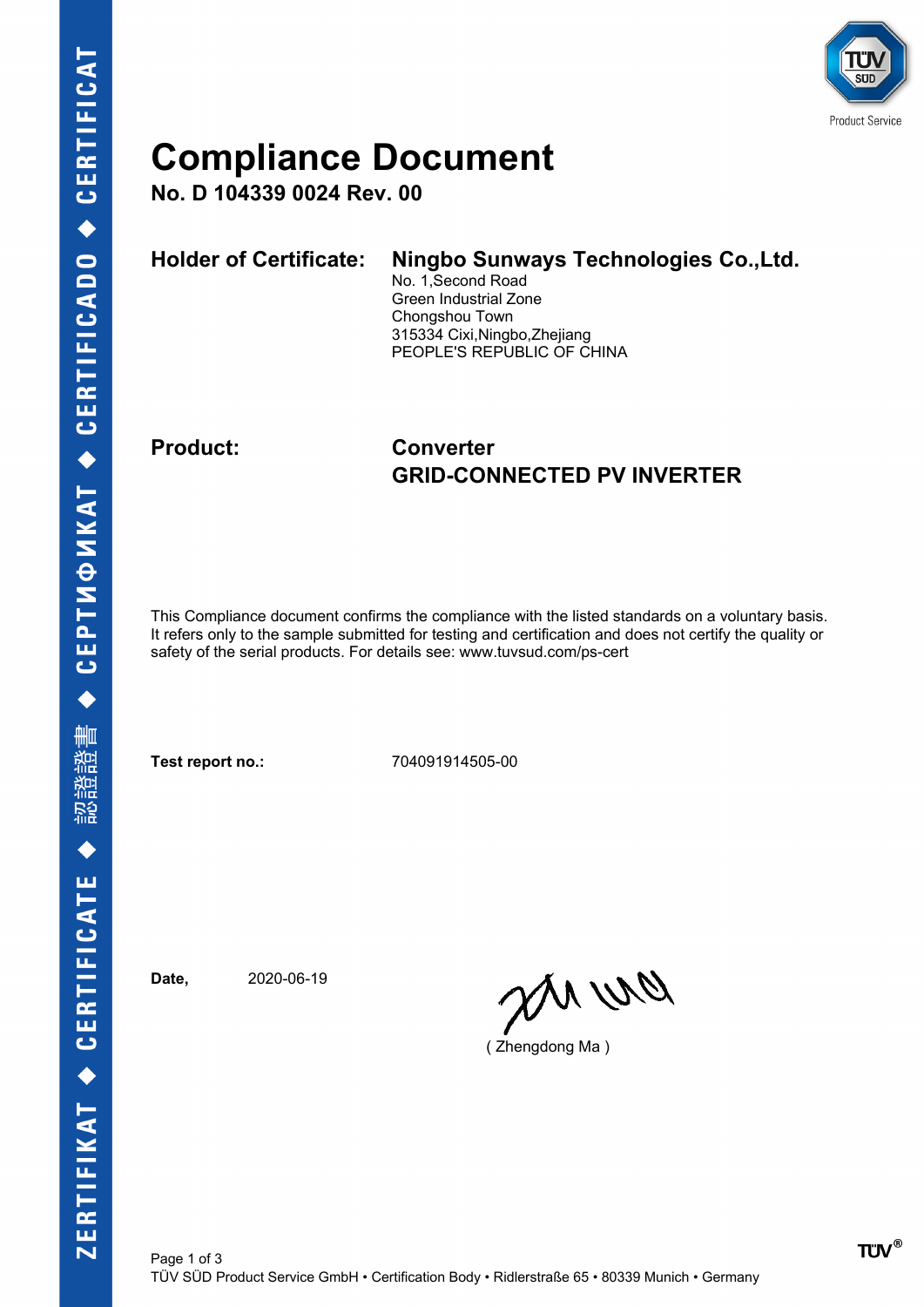# Compliance Document

**No. D 104339 0024 Rev. 00**

**Holder of Certificate:** **Ningbo Sunways Technologies Co.,Ltd.**
No. 1,Second Road
Green Industrial Zone
Chongshou Town
315334 Cixi,Ningbo,Zhejiang
PEOPLE'S REPUBLIC OF CHINA

**Product:** **Converter**
**GRID-CONNECTED PV INVERTER**

This Compliance document confirms the compliance with the listed standards on a voluntary basis. It refers only to the sample submitted for testing and certification and does not certify the quality or safety of the serial products. For details see: www.tuvsud.com/ps-cert

**Test report no.:** 704091914505-00

**Date,** 2020-06-19

( Zhengdong Ma )

TÜV SÜD Product Service GmbH • Certification Body • Ridlerstraße 65 • 80339 Munich • Germany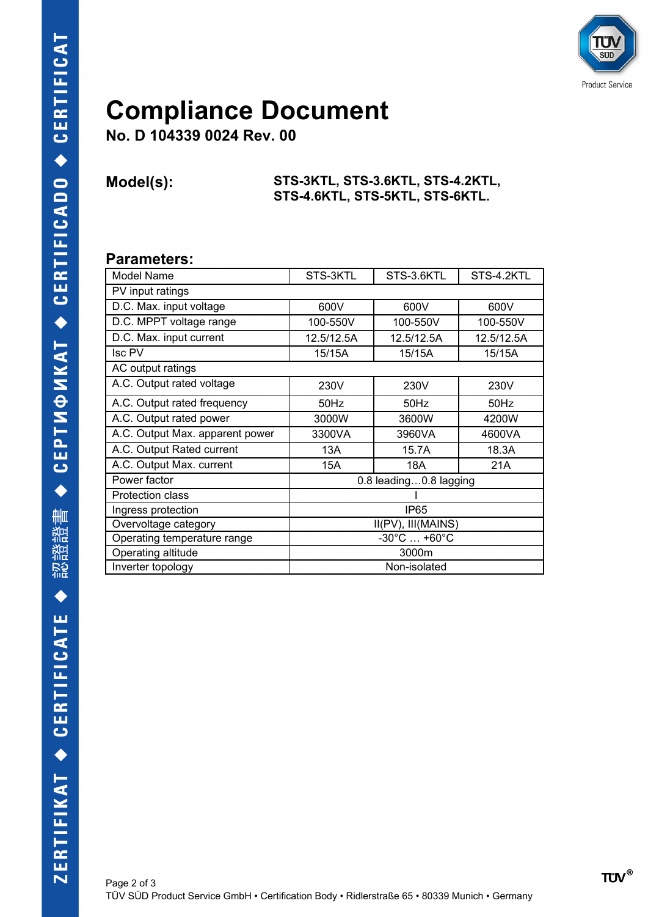# Compliance Document

**No. D 104339 0024 Rev. 00**

**Model(s):** **STS-3KTL, STS-3.6KTL, STS-4.2KTL, STS-4.6KTL, STS-5KTL, STS-6KTL.**

## Parameters:

| Model Name | STS-3KTL | STS-3.6KTL | STS-4.2KTL |
|---|---|---|---|
| PV input ratings | | | |
| D.C. Max. input voltage | 600V | 600V | 600V |
| D.C. MPPT voltage range | 100-550V | 100-550V | 100-550V |
| D.C. Max. input current | 12.5/12.5A | 12.5/12.5A | 12.5/12.5A |
| Isc PV | 15/15A | 15/15A | 15/15A |
| AC output ratings | | | |
| A.C. Output rated voltage | 230V | 230V | 230V |
| A.C. Output rated frequency | 50Hz | 50Hz | 50Hz |
| A.C. Output rated power | 3000W | 3600W | 4200W |
| A.C. Output Max. apparent power | 3300VA | 3960VA | 4600VA |
| A.C. Output Rated current | 13A | 15.7A | 18.3A |
| A.C. Output Max. current | 15A | 18A | 21A |
| Power factor | 0.8 leading…0.8 lagging | | |
| Protection class | I | | |
| Ingress protection | IP65 | | |
| Overvoltage category | II(PV), III(MAINS) | | |
| Operating temperature range | -30°C … +60°C | | |
| Operating altitude | 3000m | | |
| Inverter topology | Non-isolated | | |

TÜV SÜD Product Service GmbH • Certification Body • Ridlerstraße 65 • 80339 Munich • Germany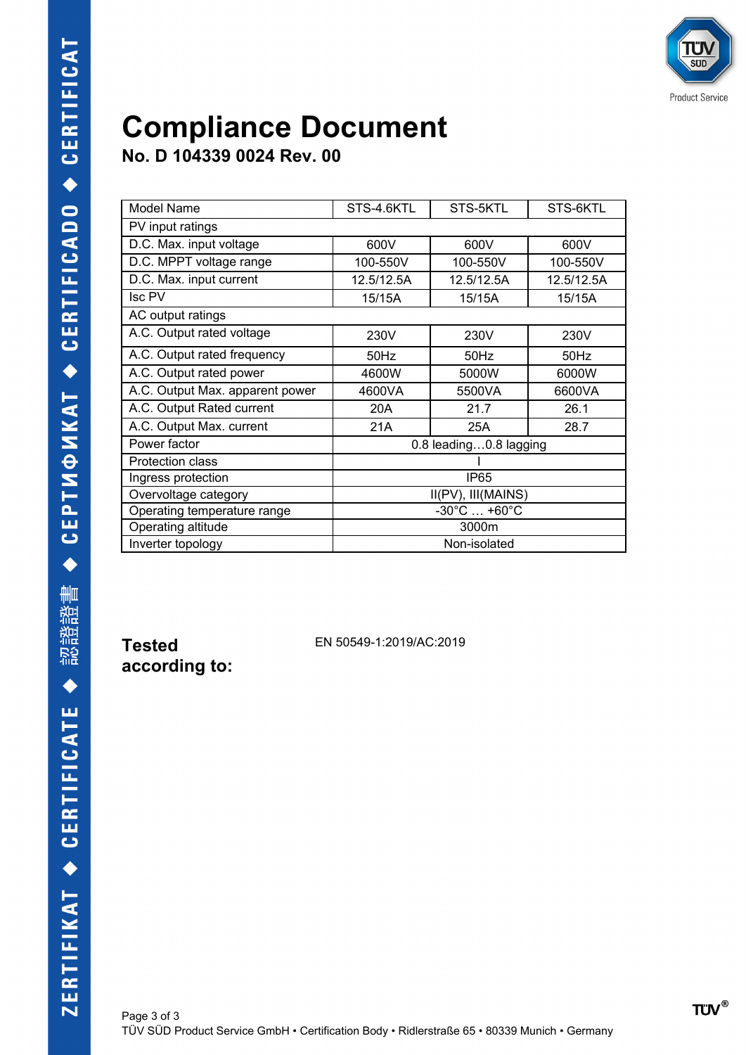# Compliance Document

## No. D 104339 0024 Rev. 00

| Model Name | STS-4.6KTL | STS-5KTL | STS-6KTL |
|---|---|---|---|
| PV input ratings | | | |
| D.C. Max. input voltage | 600V | 600V | 600V |
| D.C. MPPT voltage range | 100-550V | 100-550V | 100-550V |
| D.C. Max. input current | 12.5/12.5A | 12.5/12.5A | 12.5/12.5A |
| Isc PV | 15/15A | 15/15A | 15/15A |
| AC output ratings | | | |
| A.C. Output rated voltage | 230V | 230V | 230V |
| A.C. Output rated frequency | 50Hz | 50Hz | 50Hz |
| A.C. Output rated power | 4600W | 5000W | 6000W |
| A.C. Output Max. apparent power | 4600VA | 5500VA | 6600VA |
| A.C. Output Rated current | 20A | 21.7 | 26.1 |
| A.C. Output Max. current | 21A | 25A | 28.7 |
| Power factor | 0.8 leading…0.8 lagging | | |
| Protection class | I | | |
| Ingress protection | IP65 | | |
| Overvoltage category | II(PV), III(MAINS) | | |
| Operating temperature range | -30°C … +60°C | | |
| Operating altitude | 3000m | | |
| Inverter topology | Non-isolated | | |

**Tested according to:** EN 50549-1:2019/AC:2019

TÜV SÜD Product Service GmbH • Certification Body • Ridlerstraße 65 • 80339 Munich • Germany